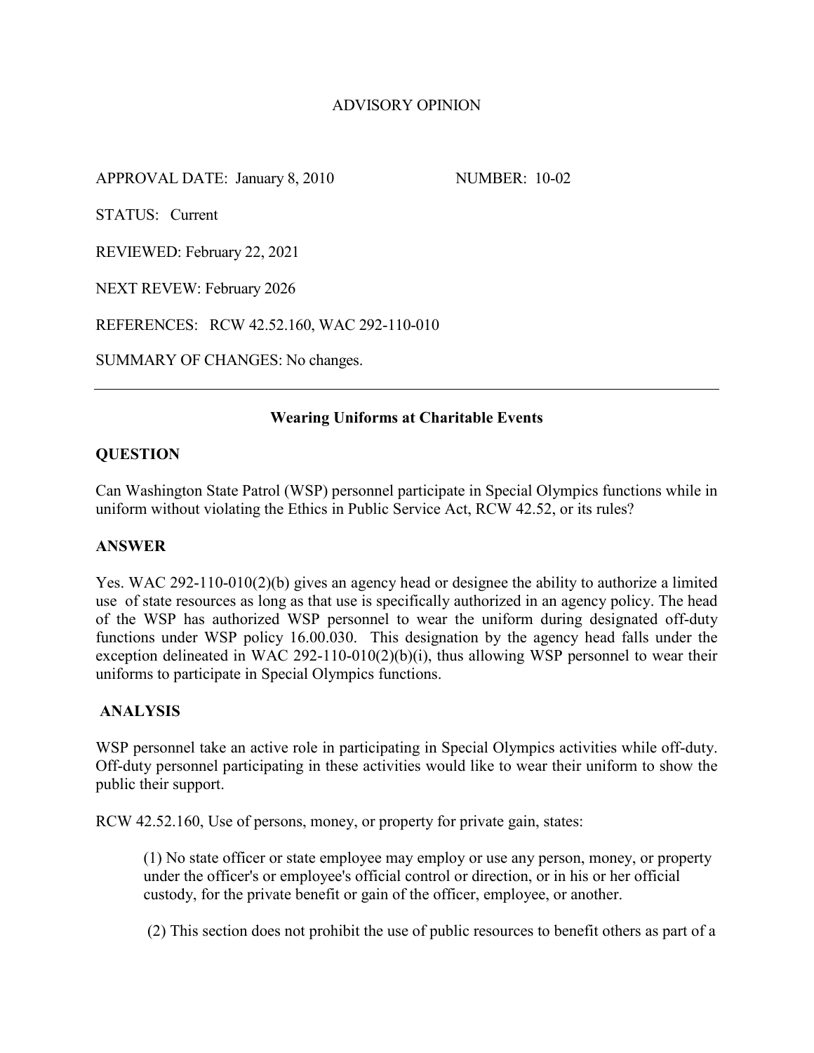ADVISORY OPINION

APPROVAL DATE: January 8, 2010 NUMBER: 10-02

STATUS: Current

REVIEWED: February 22, 2021

NEXT REVEW: February 2026

REFERENCES: RCW 42.52.160, WAC 292-110-010

SUMMARY OF CHANGES: No changes.

---

## Wearing Uniforms at Charitable Events

### QUESTION

Can Washington State Patrol (WSP) personnel participate in Special Olympics functions while in uniform without violating the Ethics in Public Service Act, RCW 42.52, or its rules?

### ANSWER

Yes. WAC 292-110-010(2)(b) gives an agency head or designee the ability to authorize a limited use of state resources as long as that use is specifically authorized in an agency policy. The head of the WSP has authorized WSP personnel to wear the uniform during designated off-duty functions under WSP policy 16.00.030. This designation by the agency head falls under the exception delineated in WAC 292-110-010(2)(b)(i), thus allowing WSP personnel to wear their uniforms to participate in Special Olympics functions.

### ANALYSIS

WSP personnel take an active role in participating in Special Olympics activities while off-duty. Off-duty personnel participating in these activities would like to wear their uniform to show the public their support.

RCW 42.52.160, Use of persons, money, or property for private gain, states:

> (1) No state officer or state employee may employ or use any person, money, or property under the officer's or employee's official control or direction, or in his or her official custody, for the private benefit or gain of the officer, employee, or another.
>
> (2) This section does not prohibit the use of public resources to benefit others as part of a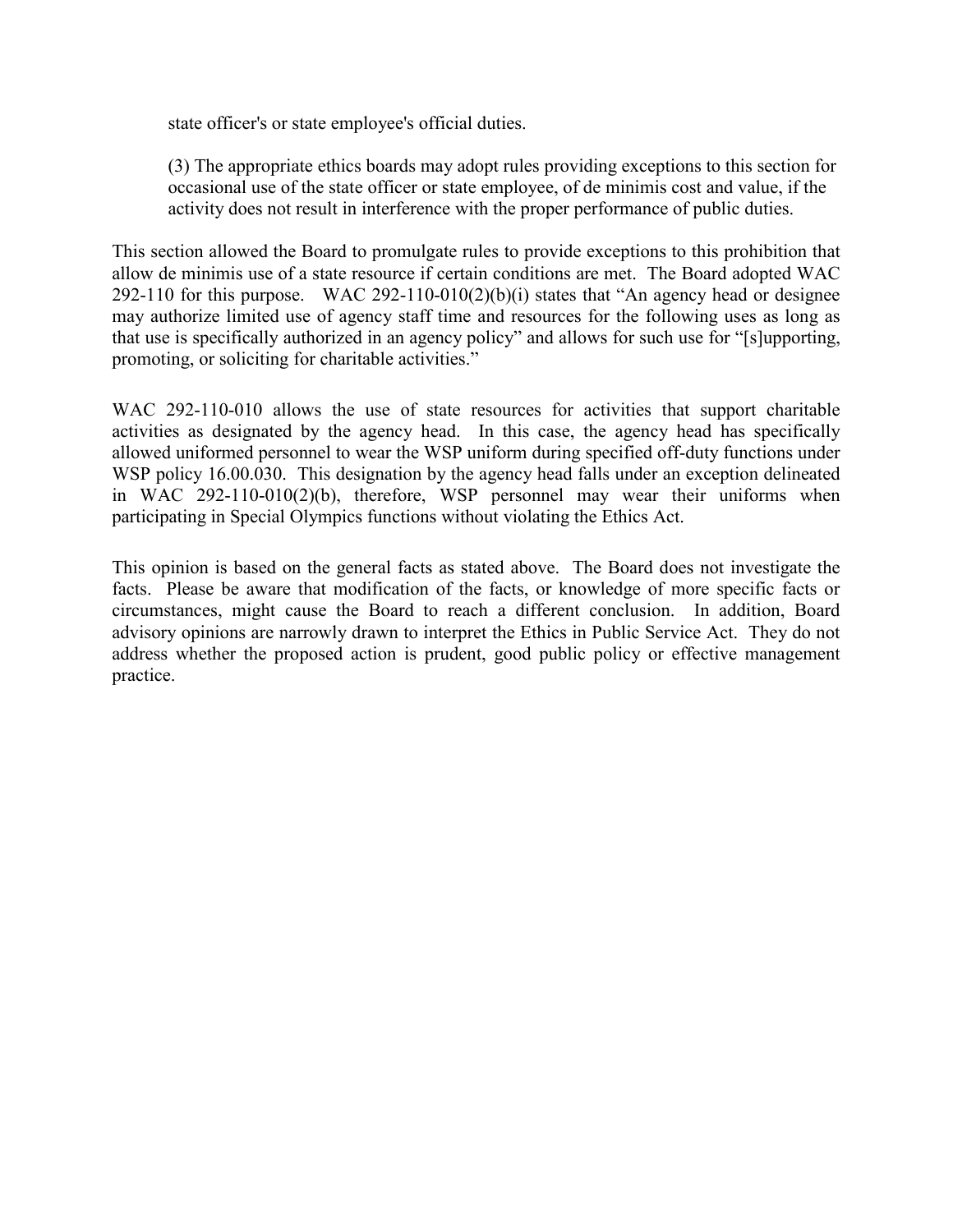state officer's or state employee's official duties.

(3) The appropriate ethics boards may adopt rules providing exceptions to this section for occasional use of the state officer or state employee, of de minimis cost and value, if the activity does not result in interference with the proper performance of public duties.

This section allowed the Board to promulgate rules to provide exceptions to this prohibition that allow de minimis use of a state resource if certain conditions are met. The Board adopted WAC 292-110 for this purpose. WAC 292-110-010(2)(b)(i) states that "An agency head or designee may authorize limited use of agency staff time and resources for the following uses as long as that use is specifically authorized in an agency policy" and allows for such use for "[s]upporting, promoting, or soliciting for charitable activities."

WAC 292-110-010 allows the use of state resources for activities that support charitable activities as designated by the agency head. In this case, the agency head has specifically allowed uniformed personnel to wear the WSP uniform during specified off-duty functions under WSP policy 16.00.030. This designation by the agency head falls under an exception delineated in WAC 292-110-010(2)(b), therefore, WSP personnel may wear their uniforms when participating in Special Olympics functions without violating the Ethics Act.

This opinion is based on the general facts as stated above. The Board does not investigate the facts. Please be aware that modification of the facts, or knowledge of more specific facts or circumstances, might cause the Board to reach a different conclusion. In addition, Board advisory opinions are narrowly drawn to interpret the Ethics in Public Service Act. They do not address whether the proposed action is prudent, good public policy or effective management practice.